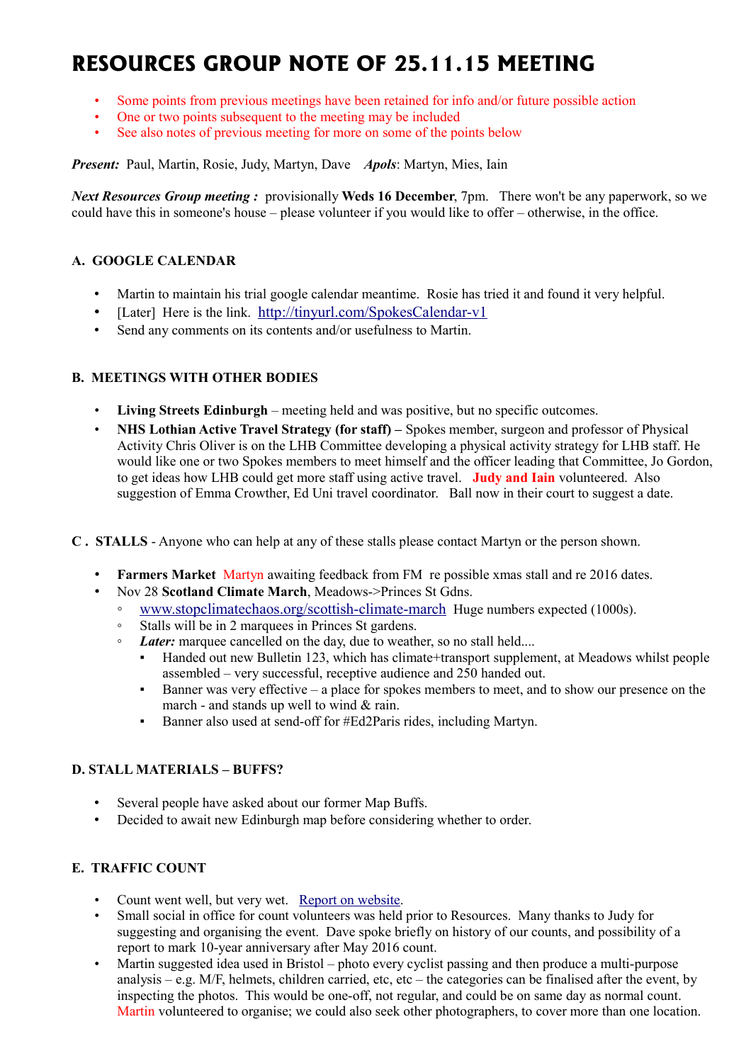# RESOURCES GROUP NOTE OF 25.11.15 MEETING

- Some points from previous meetings have been retained for info and/or future possible action
- One or two points subsequent to the meeting may be included
- See also notes of previous meeting for more on some of the points below

***Present:*** Paul, Martin, Rosie, Judy, Martyn, Dave ***Apols***: Martyn, Mies, Iain

***Next Resources Group meeting :*** provisionally **Weds 16 December**, 7pm. There won't be any paperwork, so we could have this in someone's house – please volunteer if you would like to offer – otherwise, in the office.

### A. GOOGLE CALENDAR

- Martin to maintain his trial google calendar meantime. Rosie has tried it and found it very helpful.
- [Later] Here is the link. http://tinyurl.com/SpokesCalendar-v1
- Send any comments on its contents and/or usefulness to Martin.

### B. MEETINGS WITH OTHER BODIES

- **Living Streets Edinburgh** – meeting held and was positive, but no specific outcomes.
- **NHS Lothian Active Travel Strategy (for staff) –** Spokes member, surgeon and professor of Physical Activity Chris Oliver is on the LHB Committee developing a physical activity strategy for LHB staff. He would like one or two Spokes members to meet himself and the officer leading that Committee, Jo Gordon, to get ideas how LHB could get more staff using active travel. **Judy and Iain** volunteered. Also suggestion of Emma Crowther, Ed Uni travel coordinator. Ball now in their court to suggest a date.

### C . STALLS - Anyone who can help at any of these stalls please contact Martyn or the person shown.

- **Farmers Market** Martyn awaiting feedback from FM re possible xmas stall and re 2016 dates.
- Nov 28 **Scotland Climate March**, Meadows->Princes St Gdns.
  - www.stopclimatechaos.org/scottish-climate-march Huge numbers expected (1000s).
  - Stalls will be in 2 marquees in Princes St gardens.
  - ***Later:*** marquee cancelled on the day, due to weather, so no stall held....
    - Handed out new Bulletin 123, which has climate+transport supplement, at Meadows whilst people assembled – very successful, receptive audience and 250 handed out.
    - Banner was very effective – a place for spokes members to meet, and to show our presence on the march - and stands up well to wind & rain.
    - Banner also used at send-off for #Ed2Paris rides, including Martyn.

### D. STALL MATERIALS – BUFFS?

- Several people have asked about our former Map Buffs.
- Decided to await new Edinburgh map before considering whether to order.

### E. TRAFFIC COUNT

- Count went well, but very wet. Report on website.
- Small social in office for count volunteers was held prior to Resources. Many thanks to Judy for suggesting and organising the event. Dave spoke briefly on history of our counts, and possibility of a report to mark 10-year anniversary after May 2016 count.
- Martin suggested idea used in Bristol – photo every cyclist passing and then produce a multi-purpose analysis – e.g. M/F, helmets, children carried, etc, etc – the categories can be finalised after the event, by inspecting the photos. This would be one-off, not regular, and could be on same day as normal count. Martin volunteered to organise; we could also seek other photographers, to cover more than one location.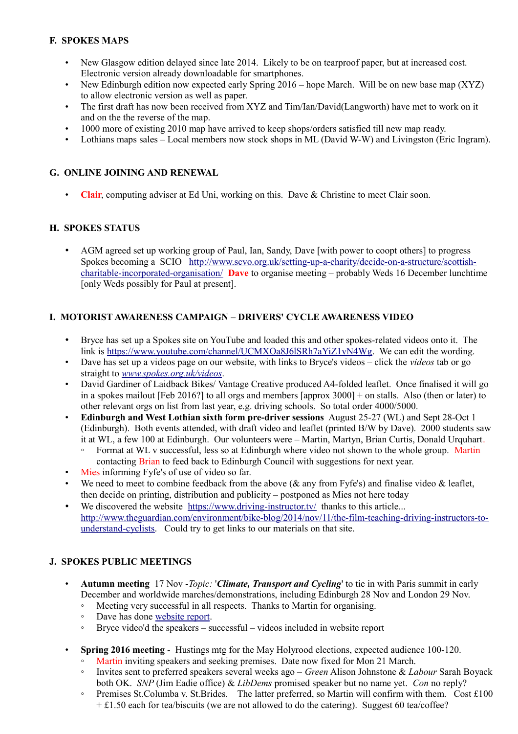### F. SPOKES MAPS

- New Glasgow edition delayed since late 2014. Likely to be on tearproof paper, but at increased cost. Electronic version already downloadable for smartphones.
- New Edinburgh edition now expected early Spring 2016 – hope March. Will be on new base map (XYZ) to allow electronic version as well as paper.
- The first draft has now been received from XYZ and Tim/Ian/David(Langworth) have met to work on it and on the the reverse of the map.
- 1000 more of existing 2010 map have arrived to keep shops/orders satisfied till new map ready.
- Lothians maps sales – Local members now stock shops in ML (David W-W) and Livingston (Eric Ingram).

### G. ONLINE JOINING AND RENEWAL

- **Clair**, computing adviser at Ed Uni, working on this. Dave & Christine to meet Clair soon.

### H. SPOKES STATUS

- AGM agreed set up working group of Paul, Ian, Sandy, Dave [with power to coopt others] to progress Spokes becoming a SCIO [http://www.scvo.org.uk/setting-up-a-charity/decide-on-a-structure/scottish-charitable-incorporated-organisation/](http://www.scvo.org.uk/setting-up-a-charity/decide-on-a-structure/scottish-charitable-incorporated-organisation/) **Dave** to organise meeting – probably Weds 16 December lunchtime [only Weds possibly for Paul at present].

### I. MOTORIST AWARENESS CAMPAIGN – DRIVERS' CYCLE AWARENESS VIDEO

- Bryce has set up a Spokes site on YouTube and loaded this and other spokes-related videos onto it. The link is [https://www.youtube.com/channel/UCMXOa8J6lSRh7aYiZ1vN4Wg](https://www.youtube.com/channel/UCMXOa8J6lSRh7aYiZ1vN4Wg). We can edit the wording.
- Dave has set up a videos page on our website, with links to Bryce's videos – click the *videos* tab or go straight to [*www.spokes.org.uk/videos*](http://www.spokes.org.uk/videos).
- David Gardiner of Laidback Bikes/ Vantage Creative produced A4-folded leaflet. Once finalised it will go in a spokes mailout [Feb 2016?] to all orgs and members [approx 3000] + on stalls. Also (then or later) to other relevant orgs on list from last year, e.g. driving schools. So total order 4000/5000.
- **Edinburgh and West Lothian sixth form pre-driver sessions** August 25-27 (WL) and Sept 28-Oct 1 (Edinburgh). Both events attended, with draft video and leaflet (printed B/W by Dave). 2000 students saw it at WL, a few 100 at Edinburgh. Our volunteers were – Martin, Martyn, Brian Curtis, Donald Urquhart.
  - Format at WL v successful, less so at Edinburgh where video not shown to the whole group. Martin contacting Brian to feed back to Edinburgh Council with suggestions for next year.
- Mies informing Fyfe's of use of video so far.
- We need to meet to combine feedback from the above (& any from Fyfe's) and finalise video & leaflet, then decide on printing, distribution and publicity – postponed as Mies not here today
- We discovered the website [https://www.driving-instructor.tv/](https://www.driving-instructor.tv/) thanks to this article... [http://www.theguardian.com/environment/bike-blog/2014/nov/11/the-film-teaching-driving-instructors-to-understand-cyclists](http://www.theguardian.com/environment/bike-blog/2014/nov/11/the-film-teaching-driving-instructors-to-understand-cyclists). Could try to get links to our materials on that site.

### J. SPOKES PUBLIC MEETINGS

- **Autumn meeting** 17 Nov -*Topic:* '***Climate, Transport and Cycling***' to tie in with Paris summit in early December and worldwide marches/demonstrations, including Edinburgh 28 Nov and London 29 Nov.
  - Meeting very successful in all respects. Thanks to Martin for organising.
  - Dave has done website report.
  - Bryce video'd the speakers – successful – videos included in website report

- **Spring 2016 meeting** - Hustings mtg for the May Holyrood elections, expected audience 100-120.
  - Martin inviting speakers and seeking premises. Date now fixed for Mon 21 March.
  - Invites sent to preferred speakers several weeks ago – *Green* Alison Johnstone & *Labour* Sarah Boyack both OK. *SNP* (Jim Eadie office) & *LibDems* promised speaker but no name yet. *Con* no reply?
  - Premises St.Columba v. St.Brides. The latter preferred, so Martin will confirm with them. Cost £100 + £1.50 each for tea/biscuits (we are not allowed to do the catering). Suggest 60 tea/coffee?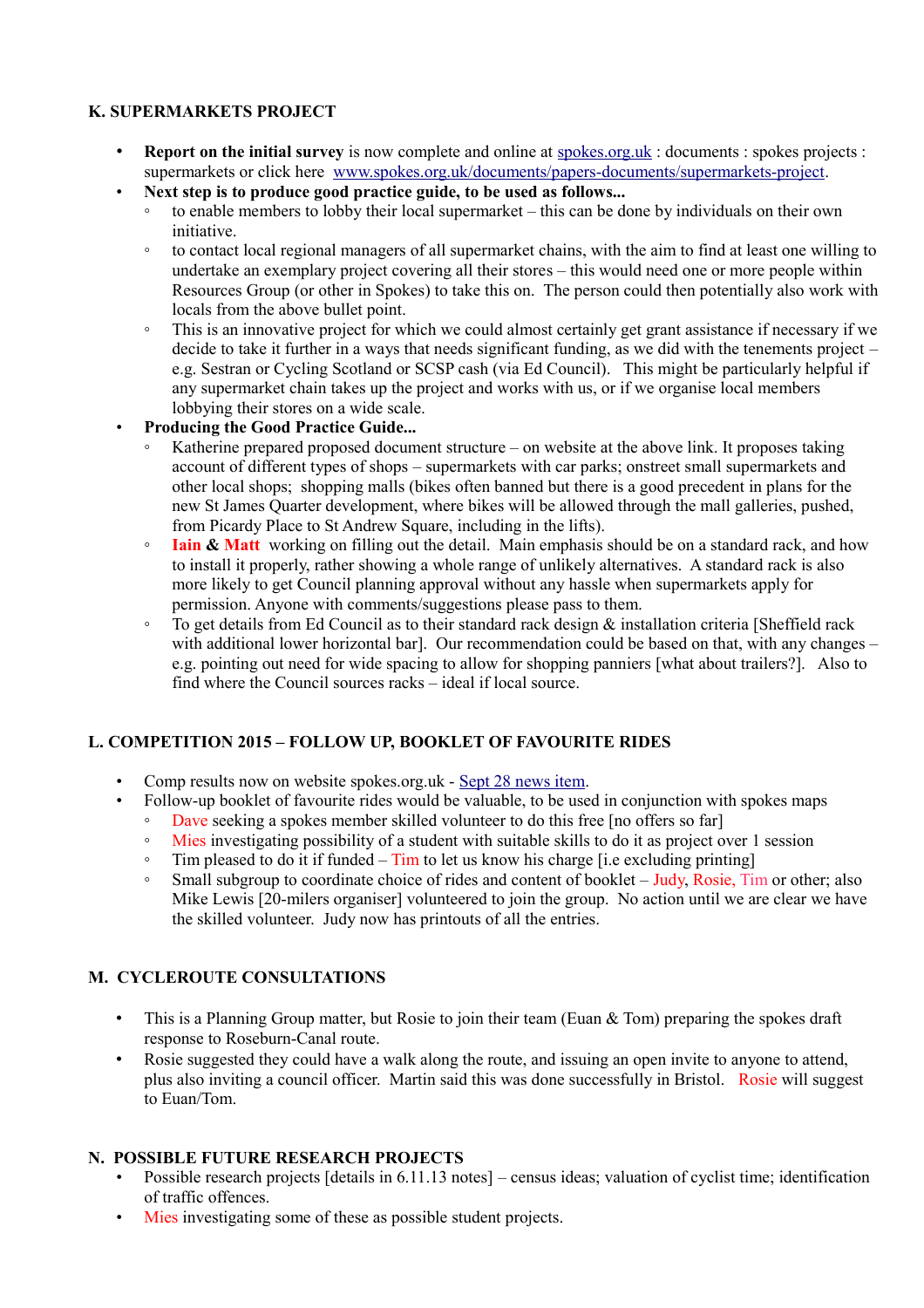### K. SUPERMARKETS PROJECT

- **Report on the initial survey** is now complete and online at spokes.org.uk : documents : spokes projects : supermarkets or click here www.spokes.org.uk/documents/papers-documents/supermarkets-project.
- **Next step is to produce good practice guide, to be used as follows...**
  - to enable members to lobby their local supermarket – this can be done by individuals on their own initiative.
  - to contact local regional managers of all supermarket chains, with the aim to find at least one willing to undertake an exemplary project covering all their stores – this would need one or more people within Resources Group (or other in Spokes) to take this on. The person could then potentially also work with locals from the above bullet point.
  - This is an innovative project for which we could almost certainly get grant assistance if necessary if we decide to take it further in a ways that needs significant funding, as we did with the tenements project – e.g. Sestran or Cycling Scotland or SCSP cash (via Ed Council). This might be particularly helpful if any supermarket chain takes up the project and works with us, or if we organise local members lobbying their stores on a wide scale.
- **Producing the Good Practice Guide...**
  - Katherine prepared proposed document structure – on website at the above link. It proposes taking account of different types of shops – supermarkets with car parks; onstreet small supermarkets and other local shops; shopping malls (bikes often banned but there is a good precedent in plans for the new St James Quarter development, where bikes will be allowed through the mall galleries, pushed, from Picardy Place to St Andrew Square, including in the lifts).
  - **Iain & Matt** working on filling out the detail. Main emphasis should be on a standard rack, and how to install it properly, rather showing a whole range of unlikely alternatives. A standard rack is also more likely to get Council planning approval without any hassle when supermarkets apply for permission. Anyone with comments/suggestions please pass to them.
  - To get details from Ed Council as to their standard rack design & installation criteria [Sheffield rack with additional lower horizontal bar]. Our recommendation could be based on that, with any changes – e.g. pointing out need for wide spacing to allow for shopping panniers [what about trailers?]. Also to find where the Council sources racks – ideal if local source.

### L. COMPETITION 2015 – FOLLOW UP, BOOKLET OF FAVOURITE RIDES

- Comp results now on website spokes.org.uk - Sept 28 news item.
- Follow-up booklet of favourite rides would be valuable, to be used in conjunction with spokes maps
  - Dave seeking a spokes member skilled volunteer to do this free [no offers so far]
  - Mies investigating possibility of a student with suitable skills to do it as project over 1 session
  - Tim pleased to do it if funded – Tim to let us know his charge [i.e excluding printing]
  - Small subgroup to coordinate choice of rides and content of booklet – Judy, Rosie, Tim or other; also Mike Lewis [20-milers organiser] volunteered to join the group. No action until we are clear we have the skilled volunteer. Judy now has printouts of all the entries.

### M. CYCLEROUTE CONSULTATIONS

- This is a Planning Group matter, but Rosie to join their team (Euan & Tom) preparing the spokes draft response to Roseburn-Canal route.
- Rosie suggested they could have a walk along the route, and issuing an open invite to anyone to attend, plus also inviting a council officer. Martin said this was done successfully in Bristol. Rosie will suggest to Euan/Tom.

### N. POSSIBLE FUTURE RESEARCH PROJECTS

- Possible research projects [details in 6.11.13 notes] – census ideas; valuation of cyclist time; identification of traffic offences.
- Mies investigating some of these as possible student projects.